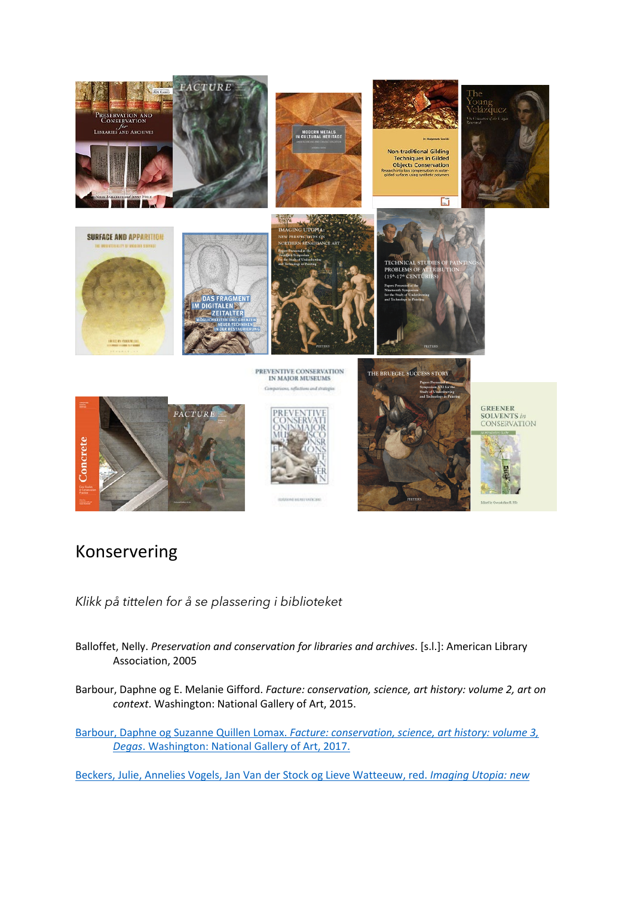# Konservering

*Klikk på tittelen for å se plassering i biblioteket*

Balloffet, Nelly. *Preservation and conservation for libraries and archives*. [s.l.]: American Library Association, 2005

Barbour, Daphne og E. Melanie Gifford. *Facture: conservation, science, art history: volume 2, art on context*. Washington: National Gallery of Art, 2015.

Barbour, Daphne og Suzanne Quillen Lomax. *Facture: conservation, science, art history: volume 3, Degas*. Washington: National Gallery of Art, 2017.

Beckers, Julie, Annelies Vogels, Jan Van der Stock og Lieve Watteeuw, red. *Imaging Utopia: new*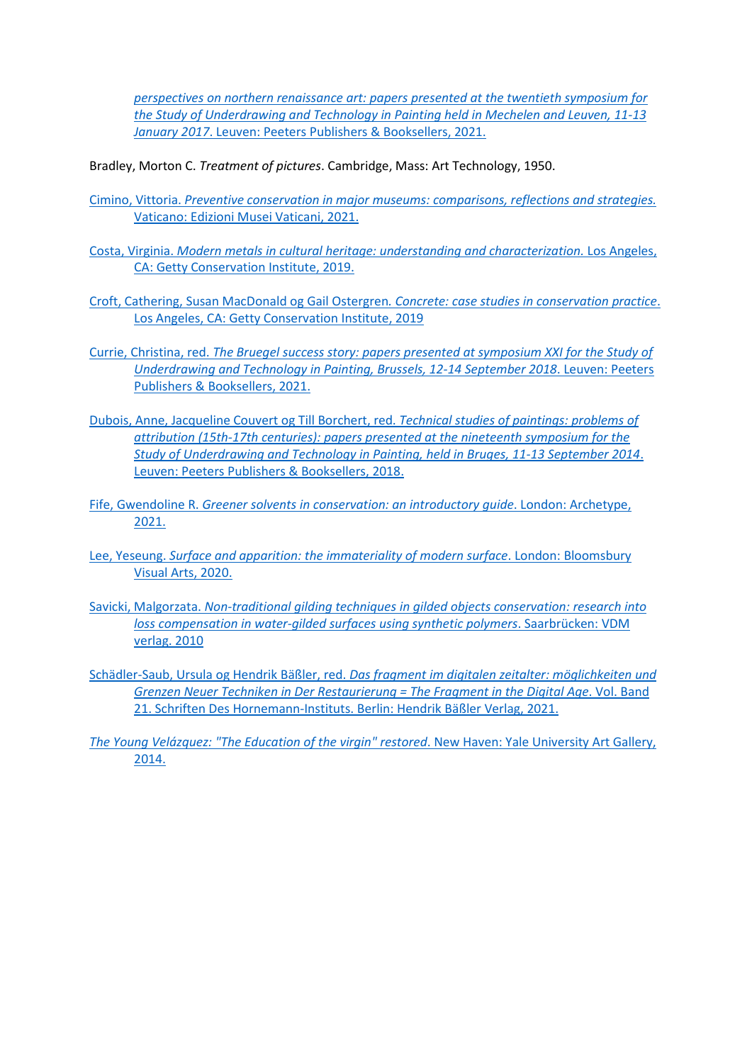*perspectives on northern renaissance art: papers presented at the twentieth symposium for the Study of Underdrawing and Technology in Painting held in Mechelen and Leuven, 11-13 January 2017*. Leuven: Peeters Publishers & Booksellers, 2021.

Bradley, Morton C. *Treatment of pictures*. Cambridge, Mass: Art Technology, 1950.

Cimino, Vittoria. *Preventive conservation in major museums: comparisons, reflections and strategies.* Vaticano: Edizioni Musei Vaticani, 2021.

Costa, Virginia. *Modern metals in cultural heritage: understanding and characterization.* Los Angeles, CA: Getty Conservation Institute, 2019.

Croft, Cathering, Susan MacDonald og Gail Ostergren. *Concrete: case studies in conservation practice*. Los Angeles, CA: Getty Conservation Institute, 2019

Currie, Christina, red. *The Bruegel success story: papers presented at symposium XXI for the Study of Underdrawing and Technology in Painting, Brussels, 12-14 September 2018*. Leuven: Peeters Publishers & Booksellers, 2021.

Dubois, Anne, Jacqueline Couvert og Till Borchert, red. *Technical studies of paintings: problems of attribution (15th-17th centuries): papers presented at the nineteenth symposium for the Study of Underdrawing and Technology in Painting, held in Bruges, 11-13 September 2014*. Leuven: Peeters Publishers & Booksellers, 2018.

Fife, Gwendoline R. *Greener solvents in conservation: an introductory guide*. London: Archetype, 2021.

Lee, Yeseung. *Surface and apparition: the immateriality of modern surface*. London: Bloomsbury Visual Arts, 2020.

Savicki, Malgorzata. *Non-traditional gilding techniques in gilded objects conservation: research into loss compensation in water-gilded surfaces using synthetic polymers*. Saarbrücken: VDM verlag. 2010

Schädler-Saub, Ursula og Hendrik Bäßler, red. *Das fragment im digitalen zeitalter: möglichkeiten und Grenzen Neuer Techniken in Der Restaurierung = The Fragment in the Digital Age*. Vol. Band 21. Schriften Des Hornemann-Instituts. Berlin: Hendrik Bäßler Verlag, 2021.

*The Young Velázquez: "The Education of the virgin" restored*. New Haven: Yale University Art Gallery, 2014.